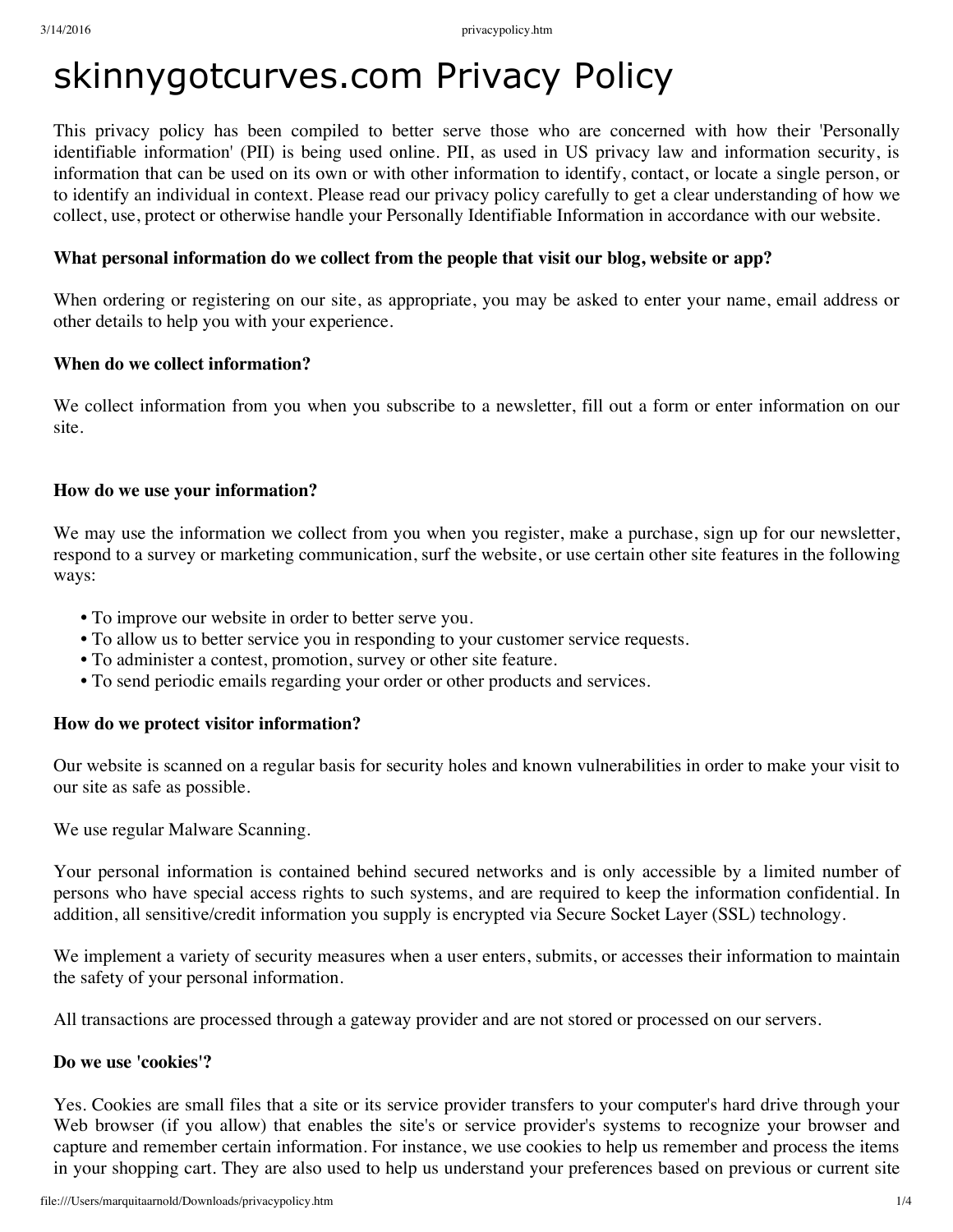# skinnygotcurves.com Privacy Policy

This privacy policy has been compiled to better serve those who are concerned with how their 'Personally identifiable information' (PII) is being used online. PII, as used in US privacy law and information security, is information that can be used on its own or with other information to identify, contact, or locate a single person, or to identify an individual in context. Please read our privacy policy carefully to get a clear understanding of how we collect, use, protect or otherwise handle your Personally Identifiable Information in accordance with our website.

**What personal information do we collect from the people that visit our blog, website or app?**

When ordering or registering on our site, as appropriate, you may be asked to enter your name, email address or other details to help you with your experience.

**When do we collect information?**

We collect information from you when you subscribe to a newsletter, fill out a form or enter information on our site.

**How do we use your information?**

We may use the information we collect from you when you register, make a purchase, sign up for our newsletter, respond to a survey or marketing communication, surf the website, or use certain other site features in the following ways:

- To improve our website in order to better serve you.
- To allow us to better service you in responding to your customer service requests.
- To administer a contest, promotion, survey or other site feature.
- To send periodic emails regarding your order or other products and services.

**How do we protect visitor information?**

Our website is scanned on a regular basis for security holes and known vulnerabilities in order to make your visit to our site as safe as possible.

We use regular Malware Scanning.

Your personal information is contained behind secured networks and is only accessible by a limited number of persons who have special access rights to such systems, and are required to keep the information confidential. In addition, all sensitive/credit information you supply is encrypted via Secure Socket Layer (SSL) technology.

We implement a variety of security measures when a user enters, submits, or accesses their information to maintain the safety of your personal information.

All transactions are processed through a gateway provider and are not stored or processed on our servers.

**Do we use 'cookies'?**

Yes. Cookies are small files that a site or its service provider transfers to your computer's hard drive through your Web browser (if you allow) that enables the site's or service provider's systems to recognize your browser and capture and remember certain information. For instance, we use cookies to help us remember and process the items in your shopping cart. They are also used to help us understand your preferences based on previous or current site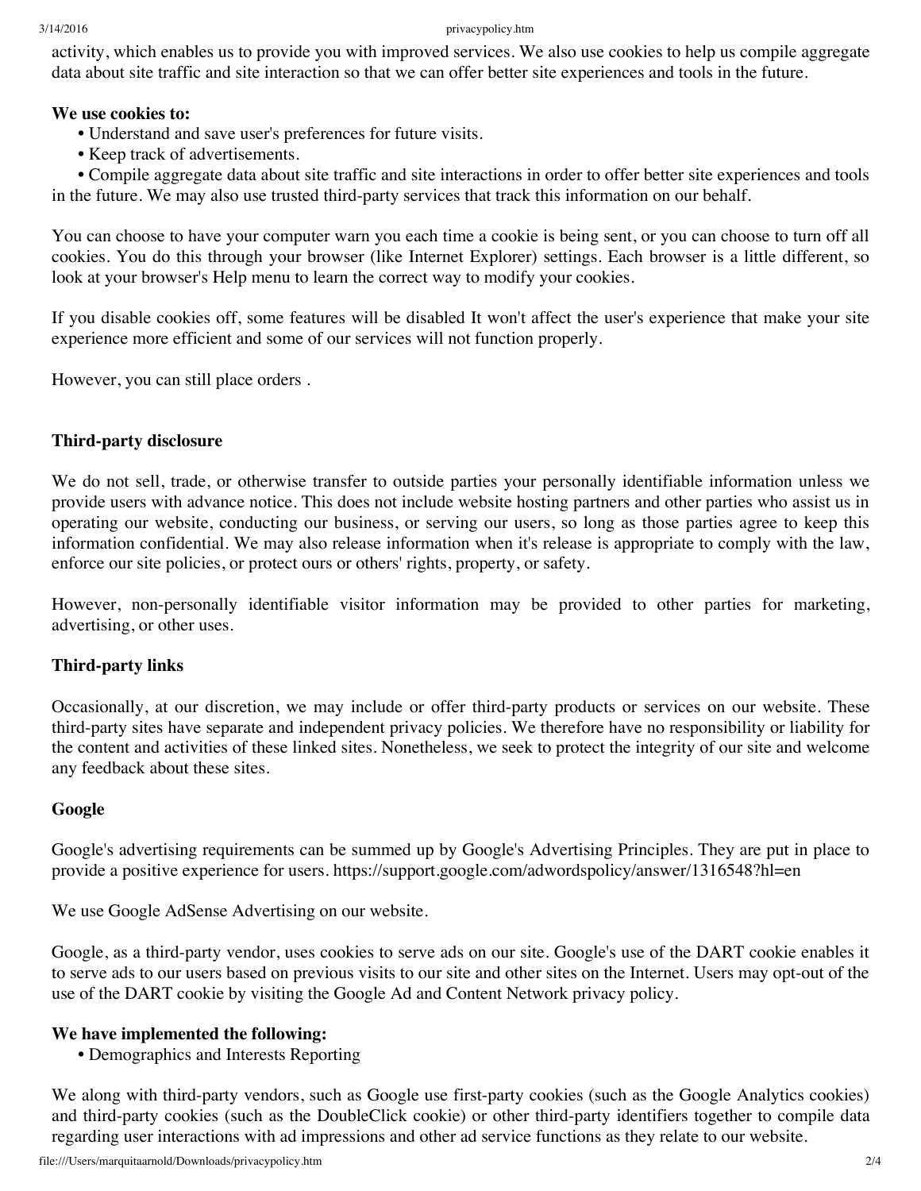activity, which enables us to provide you with improved services. We also use cookies to help us compile aggregate data about site traffic and site interaction so that we can offer better site experiences and tools in the future.

**We use cookies to:**

- Understand and save user's preferences for future visits.
- Keep track of advertisements.
- Compile aggregate data about site traffic and site interactions in order to offer better site experiences and tools in the future. We may also use trusted third-party services that track this information on our behalf.

You can choose to have your computer warn you each time a cookie is being sent, or you can choose to turn off all cookies. You do this through your browser (like Internet Explorer) settings. Each browser is a little different, so look at your browser's Help menu to learn the correct way to modify your cookies.

If you disable cookies off, some features will be disabled It won't affect the user's experience that make your site experience more efficient and some of our services will not function properly.

However, you can still place orders .

**Third-party disclosure**

We do not sell, trade, or otherwise transfer to outside parties your personally identifiable information unless we provide users with advance notice. This does not include website hosting partners and other parties who assist us in operating our website, conducting our business, or serving our users, so long as those parties agree to keep this information confidential. We may also release information when it's release is appropriate to comply with the law, enforce our site policies, or protect ours or others' rights, property, or safety.

However, non-personally identifiable visitor information may be provided to other parties for marketing, advertising, or other uses.

**Third-party links**

Occasionally, at our discretion, we may include or offer third-party products or services on our website. These third-party sites have separate and independent privacy policies. We therefore have no responsibility or liability for the content and activities of these linked sites. Nonetheless, we seek to protect the integrity of our site and welcome any feedback about these sites.

**Google**

Google's advertising requirements can be summed up by Google's Advertising Principles. They are put in place to provide a positive experience for users. https://support.google.com/adwordspolicy/answer/1316548?hl=en

We use Google AdSense Advertising on our website.

Google, as a third-party vendor, uses cookies to serve ads on our site. Google's use of the DART cookie enables it to serve ads to our users based on previous visits to our site and other sites on the Internet. Users may opt-out of the use of the DART cookie by visiting the Google Ad and Content Network privacy policy.

**We have implemented the following:**

- Demographics and Interests Reporting

We along with third-party vendors, such as Google use first-party cookies (such as the Google Analytics cookies) and third-party cookies (such as the DoubleClick cookie) or other third-party identifiers together to compile data regarding user interactions with ad impressions and other ad service functions as they relate to our website.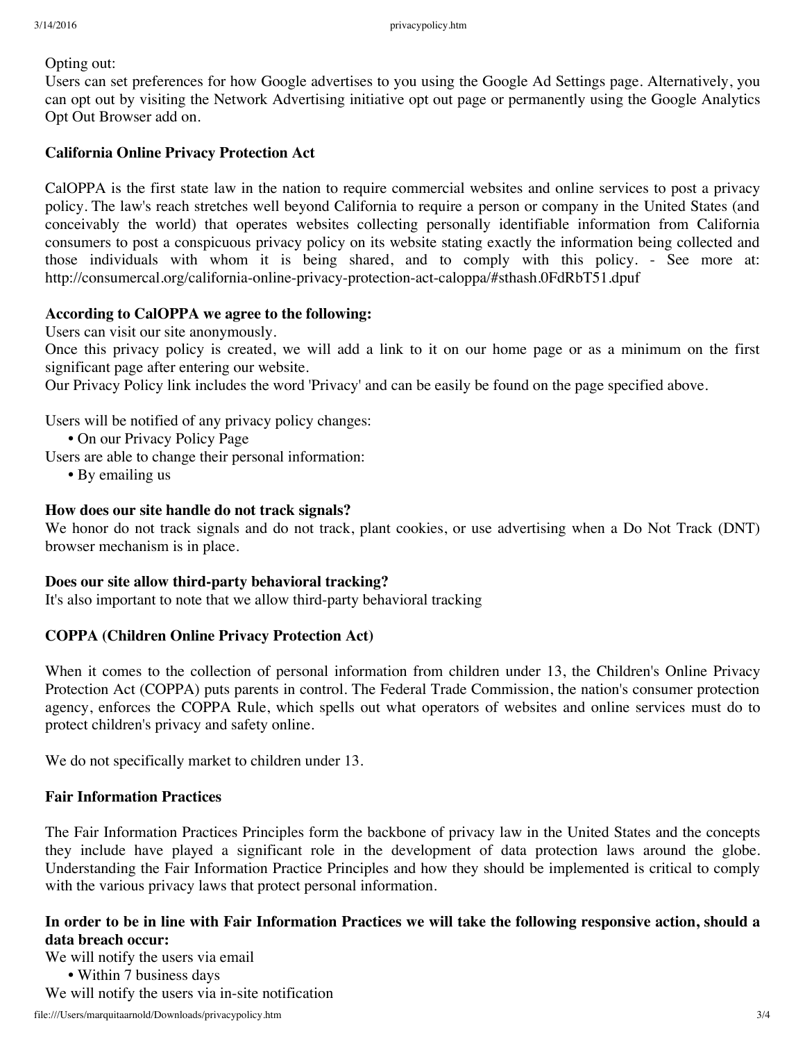Opting out:
Users can set preferences for how Google advertises to you using the Google Ad Settings page. Alternatively, you can opt out by visiting the Network Advertising initiative opt out page or permanently using the Google Analytics Opt Out Browser add on.

**California Online Privacy Protection Act**

CalOPPA is the first state law in the nation to require commercial websites and online services to post a privacy policy. The law's reach stretches well beyond California to require a person or company in the United States (and conceivably the world) that operates websites collecting personally identifiable information from California consumers to post a conspicuous privacy policy on its website stating exactly the information being collected and those individuals with whom it is being shared, and to comply with this policy. - See more at: http://consumercal.org/california-online-privacy-protection-act-caloppa/#sthash.0FdRbT51.dpuf

**According to CalOPPA we agree to the following:**
Users can visit our site anonymously.
Once this privacy policy is created, we will add a link to it on our home page or as a minimum on the first significant page after entering our website.
Our Privacy Policy link includes the word 'Privacy' and can be easily be found on the page specified above.

Users will be notified of any privacy policy changes:
- On our Privacy Policy Page

Users are able to change their personal information:
- By emailing us

**How does our site handle do not track signals?**
We honor do not track signals and do not track, plant cookies, or use advertising when a Do Not Track (DNT) browser mechanism is in place.

**Does our site allow third-party behavioral tracking?**
It's also important to note that we allow third-party behavioral tracking

**COPPA (Children Online Privacy Protection Act)**

When it comes to the collection of personal information from children under 13, the Children's Online Privacy Protection Act (COPPA) puts parents in control. The Federal Trade Commission, the nation's consumer protection agency, enforces the COPPA Rule, which spells out what operators of websites and online services must do to protect children's privacy and safety online.

We do not specifically market to children under 13.

**Fair Information Practices**

The Fair Information Practices Principles form the backbone of privacy law in the United States and the concepts they include have played a significant role in the development of data protection laws around the globe. Understanding the Fair Information Practice Principles and how they should be implemented is critical to comply with the various privacy laws that protect personal information.

**In order to be in line with Fair Information Practices we will take the following responsive action, should a data breach occur:**
We will notify the users via email
- Within 7 business days

We will notify the users via in-site notification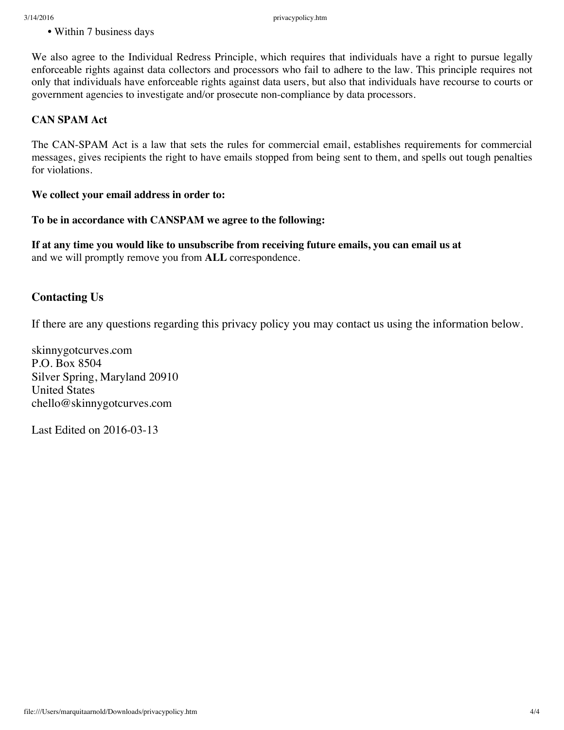- Within 7 business days

We also agree to the Individual Redress Principle, which requires that individuals have a right to pursue legally enforceable rights against data collectors and processors who fail to adhere to the law. This principle requires not only that individuals have enforceable rights against data users, but also that individuals have recourse to courts or government agencies to investigate and/or prosecute non-compliance by data processors.

**CAN SPAM Act**

The CAN-SPAM Act is a law that sets the rules for commercial email, establishes requirements for commercial messages, gives recipients the right to have emails stopped from being sent to them, and spells out tough penalties for violations.

**We collect your email address in order to:**

**To be in accordance with CANSPAM we agree to the following:**

**If at any time you would like to unsubscribe from receiving future emails, you can email us at**
and we will promptly remove you from **ALL** correspondence.

## Contacting Us

If there are any questions regarding this privacy policy you may contact us using the information below.

skinnygotcurves.com
P.O. Box 8504
Silver Spring, Maryland 20910
United States
chello@skinnygotcurves.com

Last Edited on 2016-03-13